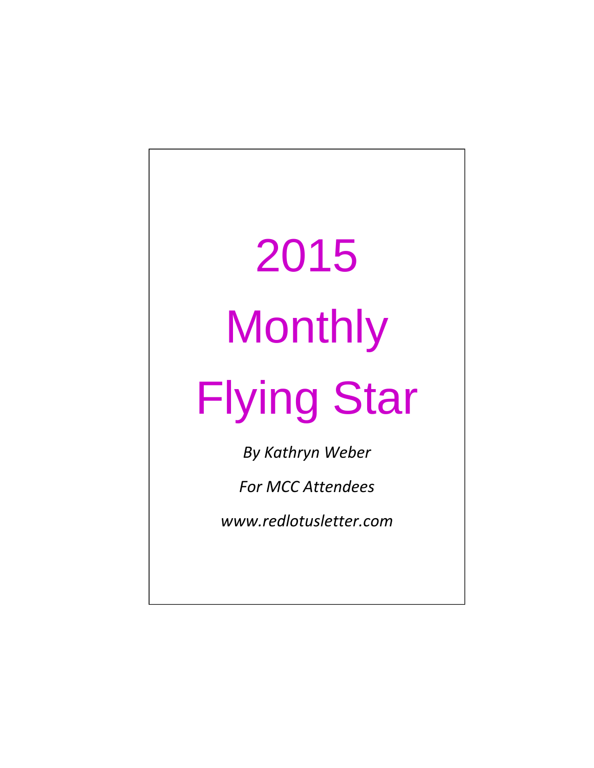# 2015 Monthly Flying Star

*By Kathryn Weber*

*For MCC Attendees*

*www.redlotusletter.com*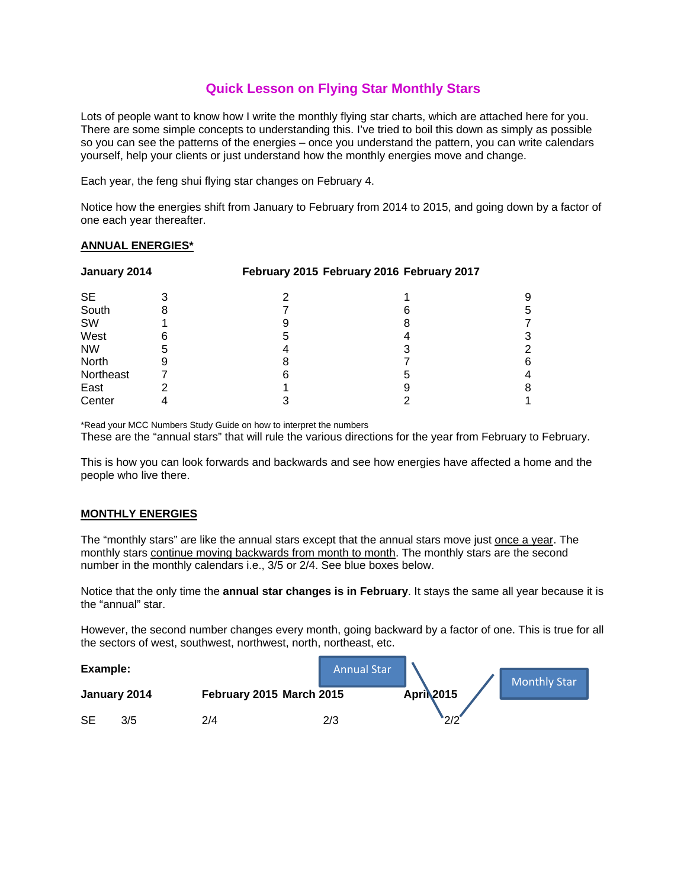# Quick Lesson on Flying Star Monthly Stars

Lots of people want to know how I write the monthly flying star charts, which are attached here for you. There are some simple concepts to understanding this. I've tried to boil this down as simply as possible so you can see the patterns of the energies – once you understand the pattern, you can write calendars yourself, help your clients or just understand how the monthly energies move and change.

Each year, the feng shui flying star changes on February 4.

Notice how the energies shift from January to February from 2014 to 2015, and going down by a factor of one each year thereafter.

**ANNUAL ENERGIES***

| January 2014 | | February 2015 | February 2016 | February 2017 |
|---|---|---|---|---|
| SE | 3 | 2 | 1 | 9 |
| South | 8 | 7 | 6 | 5 |
| SW | 1 | 9 | 8 | 7 |
| West | 6 | 5 | 4 | 3 |
| NW | 5 | 4 | 3 | 2 |
| North | 9 | 8 | 7 | 6 |
| Northeast | 7 | 6 | 5 | 4 |
| East | 2 | 1 | 9 | 8 |
| Center | 4 | 3 | 2 | 1 |

*Read your MCC Numbers Study Guide on how to interpret the numbers

These are the "annual stars" that will rule the various directions for the year from February to February.

This is how you can look forwards and backwards and see how energies have affected a home and the people who live there.

**MONTHLY ENERGIES**

The "monthly stars" are like the annual stars except that the annual stars move just once a year. The monthly stars continue moving backwards from month to month. The monthly stars are the second number in the monthly calendars i.e., 3/5 or 2/4. See blue boxes below.

Notice that the only time the **annual star changes is in February**. It stays the same all year because it is the "annual" star.

However, the second number changes every month, going backward by a factor of one. This is true for all the sectors of west, southwest, northwest, north, northeast, etc.

**Example:**

| | January 2014 | February 2015 | March 2015 | April 2015 |
|---|---|---|---|---|
| SE | 3/5 | 2/4 | 2/3 | 2/2 |

(Annual Star = first number; Monthly Star = second number)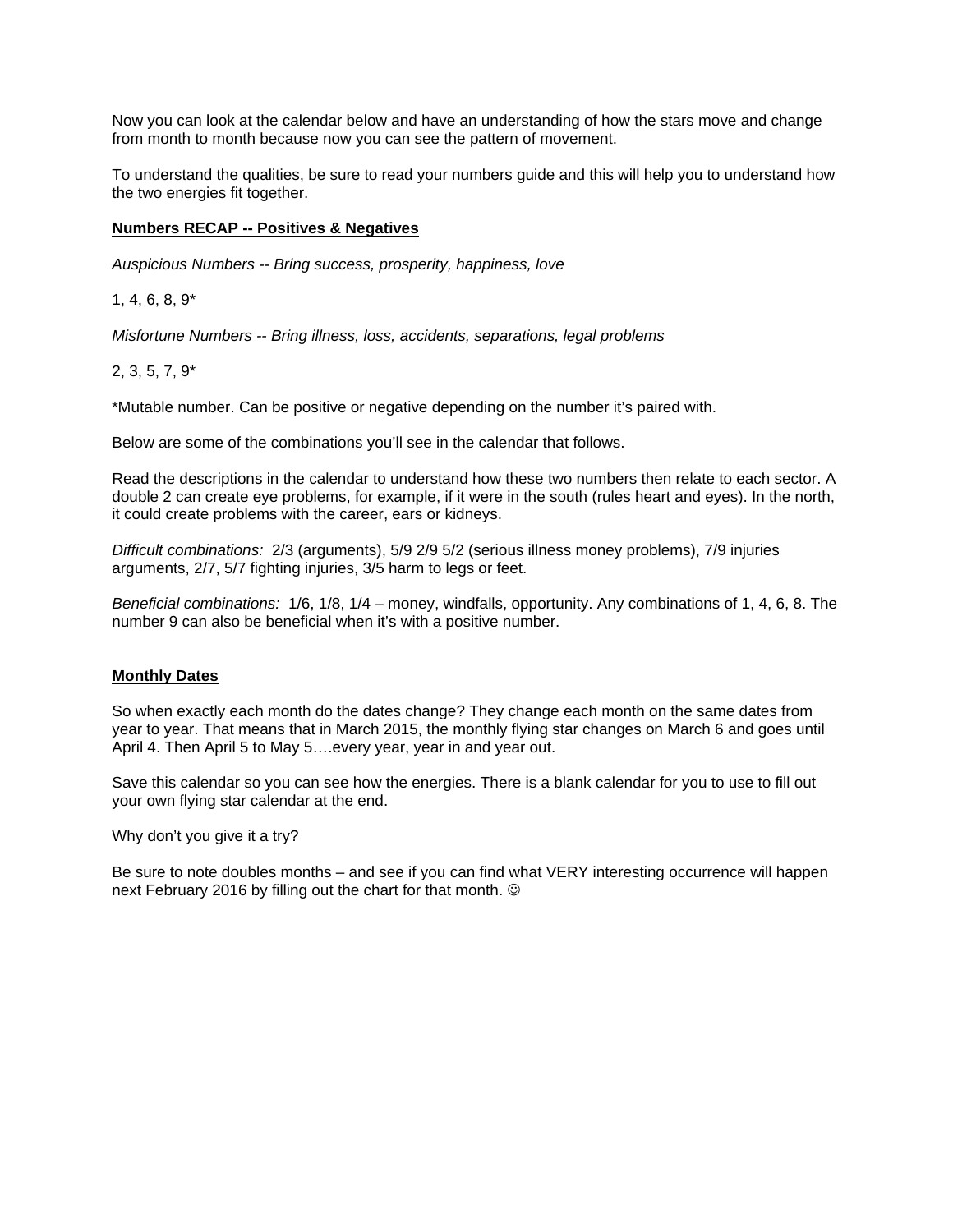Now you can look at the calendar below and have an understanding of how the stars move and change from month to month because now you can see the pattern of movement.

To understand the qualities, be sure to read your numbers guide and this will help you to understand how the two energies fit together.

**Numbers RECAP -- Positives & Negatives**

*Auspicious Numbers -- Bring success, prosperity, happiness, love*

1, 4, 6, 8, 9*

*Misfortune Numbers -- Bring illness, loss, accidents, separations, legal problems*

2, 3, 5, 7, 9*

*Mutable number. Can be positive or negative depending on the number it's paired with.

Below are some of the combinations you'll see in the calendar that follows.

Read the descriptions in the calendar to understand how these two numbers then relate to each sector. A double 2 can create eye problems, for example, if it were in the south (rules heart and eyes). In the north, it could create problems with the career, ears or kidneys.

*Difficult combinations:* 2/3 (arguments), 5/9 2/9 5/2 (serious illness money problems), 7/9 injuries arguments, 2/7, 5/7 fighting injuries, 3/5 harm to legs or feet.

*Beneficial combinations:* 1/6, 1/8, 1/4 – money, windfalls, opportunity. Any combinations of 1, 4, 6, 8. The number 9 can also be beneficial when it's with a positive number.

**Monthly Dates**

So when exactly each month do the dates change? They change each month on the same dates from year to year. That means that in March 2015, the monthly flying star changes on March 6 and goes until April 4. Then April 5 to May 5….every year, year in and year out.

Save this calendar so you can see how the energies. There is a blank calendar for you to use to fill out your own flying star calendar at the end.

Why don't you give it a try?

Be sure to note doubles months – and see if you can find what VERY interesting occurrence will happen next February 2016 by filling out the chart for that month. ☺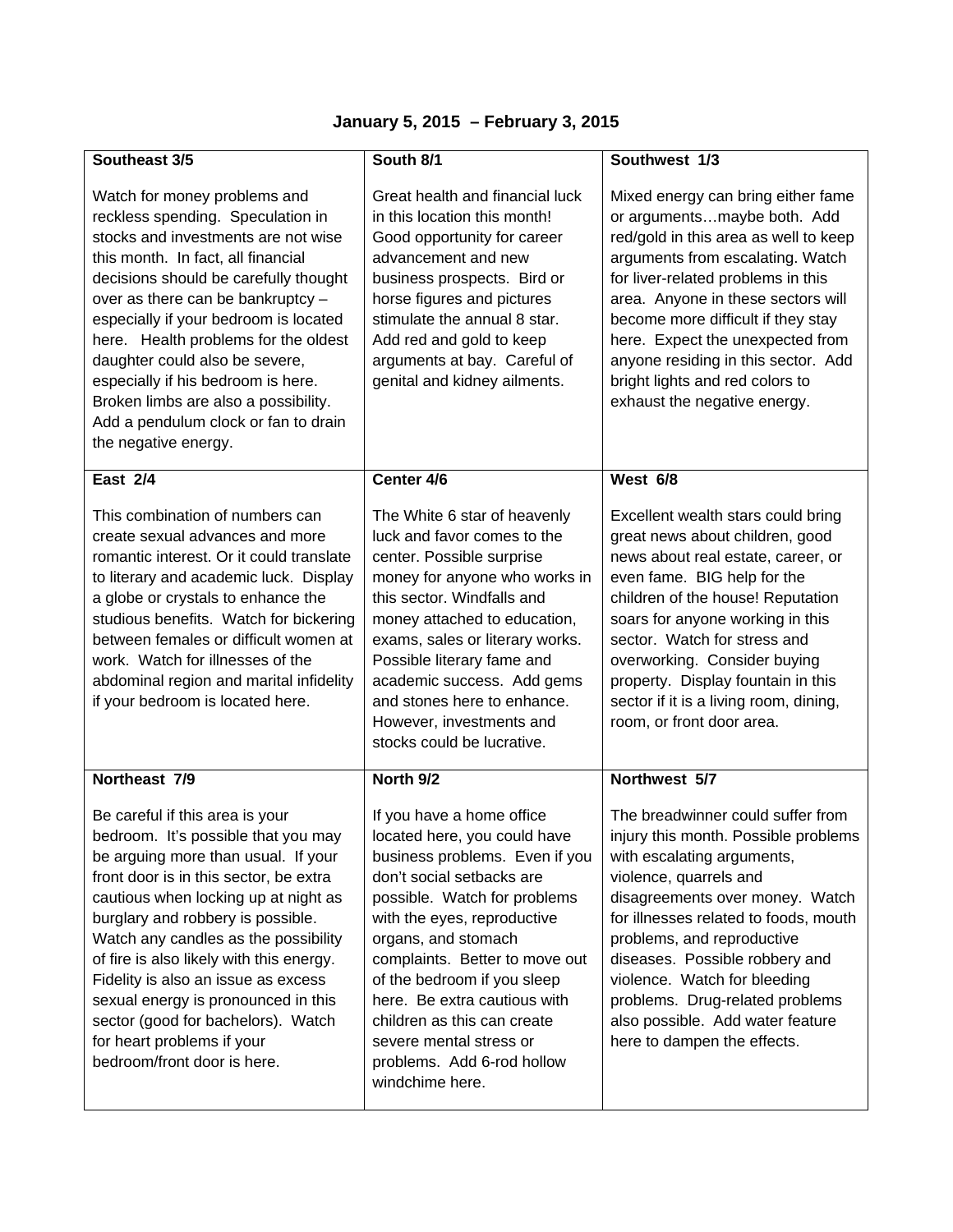## January 5, 2015 – February 3, 2015

| Southeast 3/5 | South 8/1 | Southwest 1/3 |
|---|---|---|
| Watch for money problems and reckless spending. Speculation in stocks and investments are not wise this month. In fact, all financial decisions should be carefully thought over as there can be bankruptcy – especially if your bedroom is located here. Health problems for the oldest daughter could also be severe, especially if his bedroom is here. Broken limbs are also a possibility. Add a pendulum clock or fan to drain the negative energy. | Great health and financial luck in this location this month! Good opportunity for career advancement and new business prospects. Bird or horse figures and pictures stimulate the annual 8 star. Add red and gold to keep arguments at bay. Careful of genital and kidney ailments. | Mixed energy can bring either fame or arguments…maybe both. Add red/gold in this area as well to keep arguments from escalating. Watch for liver-related problems in this area. Anyone in these sectors will become more difficult if they stay here. Expect the unexpected from anyone residing in this sector. Add bright lights and red colors to exhaust the negative energy. |
| **East 2/4** | **Center 4/6** | **West 6/8** |
| This combination of numbers can create sexual advances and more romantic interest. Or it could translate to literary and academic luck. Display a globe or crystals to enhance the studious benefits. Watch for bickering between females or difficult women at work. Watch for illnesses of the abdominal region and marital infidelity if your bedroom is located here. | The White 6 star of heavenly luck and favor comes to the center. Possible surprise money for anyone who works in this sector. Windfalls and money attached to education, exams, sales or literary works. Possible literary fame and academic success. Add gems and stones here to enhance. However, investments and stocks could be lucrative. | Excellent wealth stars could bring great news about children, good news about real estate, career, or even fame. BIG help for the children of the house! Reputation soars for anyone working in this sector. Watch for stress and overworking. Consider buying property. Display fountain in this sector if it is a living room, dining, room, or front door area. |
| **Northeast 7/9** | **North 9/2** | **Northwest 5/7** |
| Be careful if this area is your bedroom. It's possible that you may be arguing more than usual. If your front door is in this sector, be extra cautious when locking up at night as burglary and robbery is possible. Watch any candles as the possibility of fire is also likely with this energy. Fidelity is also an issue as excess sexual energy is pronounced in this sector (good for bachelors). Watch for heart problems if your bedroom/front door is here. | If you have a home office located here, you could have business problems. Even if you don't social setbacks are possible. Watch for problems with the eyes, reproductive organs, and stomach complaints. Better to move out of the bedroom if you sleep here. Be extra cautious with children as this can create severe mental stress or problems. Add 6-rod hollow windchime here. | The breadwinner could suffer from injury this month. Possible problems with escalating arguments, violence, quarrels and disagreements over money. Watch for illnesses related to foods, mouth problems, and reproductive diseases. Possible robbery and violence. Watch for bleeding problems. Drug-related problems also possible. Add water feature here to dampen the effects. |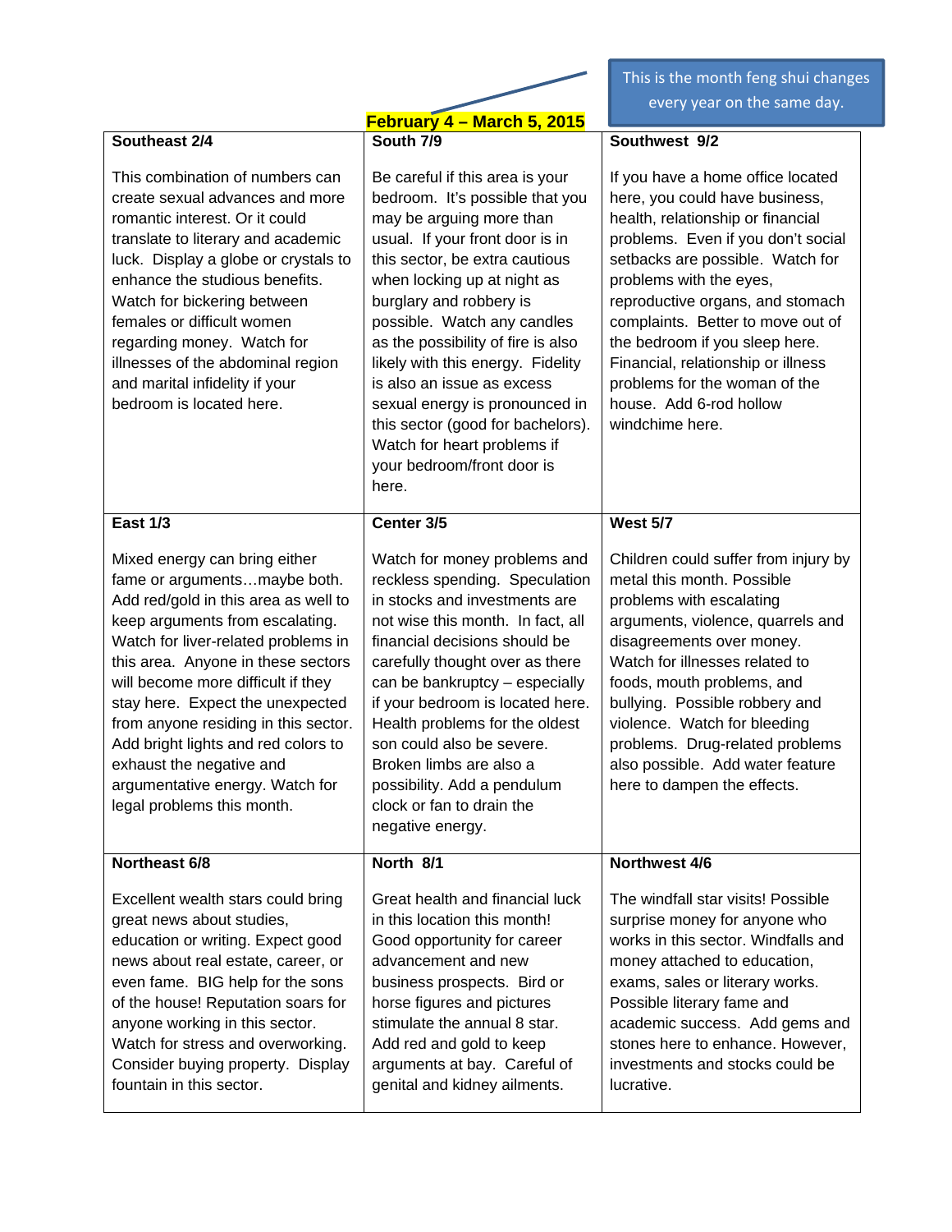This is the month feng shui changes every year on the same day.

**February 4 – March 5, 2015**

| Southeast 2/4 | South 7/9 | Southwest 9/2 |
|---|---|---|
| This combination of numbers can create sexual advances and more romantic interest. Or it could translate to literary and academic luck. Display a globe or crystals to enhance the studious benefits. Watch for bickering between females or difficult women regarding money. Watch for illnesses of the abdominal region and marital infidelity if your bedroom is located here. | Be careful if this area is your bedroom. It's possible that you may be arguing more than usual. If your front door is in this sector, be extra cautious when locking up at night as burglary and robbery is possible. Watch any candles as the possibility of fire is also likely with this energy. Fidelity is also an issue as excess sexual energy is pronounced in this sector (good for bachelors). Watch for heart problems if your bedroom/front door is here. | If you have a home office located here, you could have business, health, relationship or financial problems. Even if you don't social setbacks are possible. Watch for problems with the eyes, reproductive organs, and stomach complaints. Better to move out of the bedroom if you sleep here. Financial, relationship or illness problems for the woman of the house. Add 6-rod hollow windchime here. |
| **East 1/3** | **Center 3/5** | **West 5/7** |
| Mixed energy can bring either fame or arguments…maybe both. Add red/gold in this area as well to keep arguments from escalating. Watch for liver-related problems in this area. Anyone in these sectors will become more difficult if they stay here. Expect the unexpected from anyone residing in this sector. Add bright lights and red colors to exhaust the negative and argumentative energy. Watch for legal problems this month. | Watch for money problems and reckless spending. Speculation in stocks and investments are not wise this month. In fact, all financial decisions should be carefully thought over as there can be bankruptcy – especially if your bedroom is located here. Health problems for the oldest son could also be severe. Broken limbs are also a possibility. Add a pendulum clock or fan to drain the negative energy. | Children could suffer from injury by metal this month. Possible problems with escalating arguments, violence, quarrels and disagreements over money. Watch for illnesses related to foods, mouth problems, and bullying. Possible robbery and violence. Watch for bleeding problems. Drug-related problems also possible. Add water feature here to dampen the effects. |
| **Northeast 6/8** | **North 8/1** | **Northwest 4/6** |
| Excellent wealth stars could bring great news about studies, education or writing. Expect good news about real estate, career, or even fame. BIG help for the sons of the house! Reputation soars for anyone working in this sector. Watch for stress and overworking. Consider buying property. Display fountain in this sector. | Great health and financial luck in this location this month! Good opportunity for career advancement and new business prospects. Bird or horse figures and pictures stimulate the annual 8 star. Add red and gold to keep arguments at bay. Careful of genital and kidney ailments. | The windfall star visits! Possible surprise money for anyone who works in this sector. Windfalls and money attached to education, exams, sales or literary works. Possible literary fame and academic success. Add gems and stones here to enhance. However, investments and stocks could be lucrative. |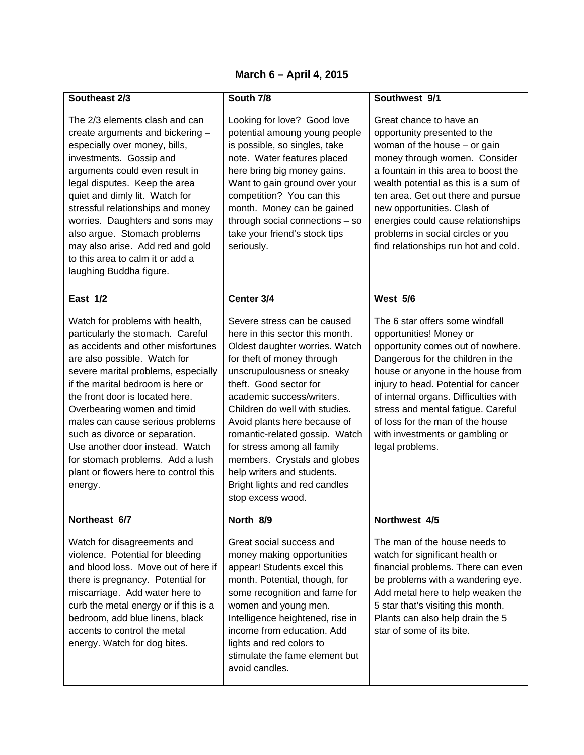# March 6 – April 4, 2015

| Southeast 2/3 | South 7/8 | Southwest 9/1 |
|---|---|---|
| The 2/3 elements clash and can create arguments and bickering – especially over money, bills, investments. Gossip and arguments could even result in legal disputes. Keep the area quiet and dimly lit. Watch for stressful relationships and money worries. Daughters and sons may also argue. Stomach problems may also arise. Add red and gold to this area to calm it or add a laughing Buddha figure. | Looking for love? Good love potential amoung young people is possible, so singles, take note. Water features placed here bring big money gains. Want to gain ground over your competition? You can this month. Money can be gained through social connections – so take your friend's stock tips seriously. | Great chance to have an opportunity presented to the woman of the house – or gain money through women. Consider a fountain in this area to boost the wealth potential as this is a sum of ten area. Get out there and pursue new opportunities. Clash of energies could cause relationships problems in social circles or you find relationships run hot and cold. |
| **East 1/2** | **Center 3/4** | **West 5/6** |
| Watch for problems with health, particularly the stomach. Careful as accidents and other misfortunes are also possible. Watch for severe marital problems, especially if the marital bedroom is here or the front door is located here. Overbearing women and timid males can cause serious problems such as divorce or separation. Use another door instead. Watch for stomach problems. Add a lush plant or flowers here to control this energy. | Severe stress can be caused here in this sector this month. Oldest daughter worries. Watch for theft of money through unscrupulousness or sneaky theft. Good sector for academic success/writers. Children do well with studies. Avoid plants here because of romantic-related gossip. Watch for stress among all family members. Crystals and globes help writers and students. Bright lights and red candles stop excess wood. | The 6 star offers some windfall opportunities! Money or opportunity comes out of nowhere. Dangerous for the children in the house or anyone in the house from injury to head. Potential for cancer of internal organs. Difficulties with stress and mental fatigue. Careful of loss for the man of the house with investments or gambling or legal problems. |
| **Northeast 6/7** | **North 8/9** | **Northwest 4/5** |
| Watch for disagreements and violence. Potential for bleeding and blood loss. Move out of here if there is pregnancy. Potential for miscarriage. Add water here to curb the metal energy or if this is a bedroom, add blue linens, black accents to control the metal energy. Watch for dog bites. | Great social success and money making opportunities appear! Students excel this month. Potential, though, for some recognition and fame for women and young men. Intelligence heightened, rise in income from education. Add lights and red colors to stimulate the fame element but avoid candles. | The man of the house needs to watch for significant health or financial problems. There can even be problems with a wandering eye. Add metal here to help weaken the 5 star that's visiting this month. Plants can also help drain the 5 star of some of its bite. |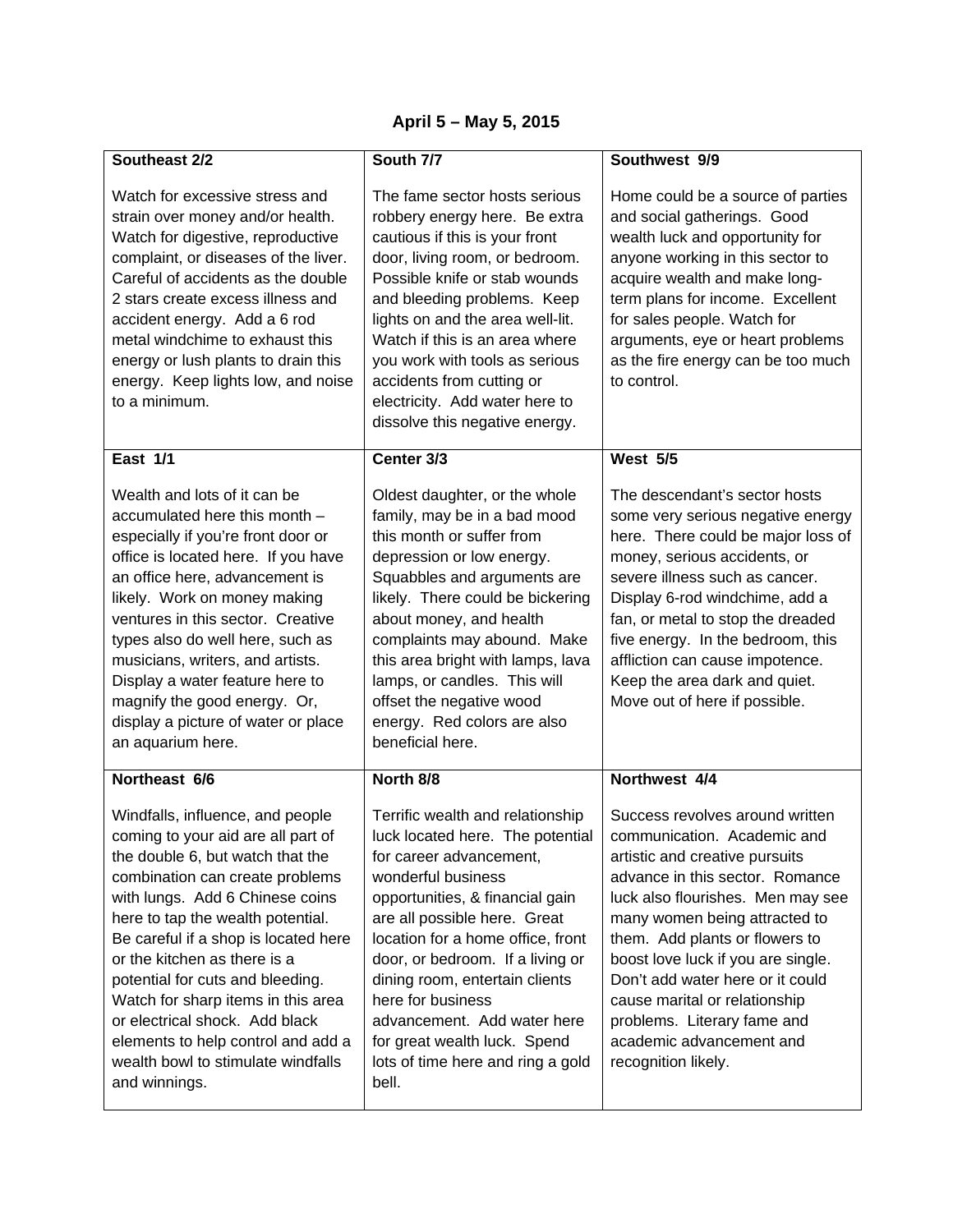## April 5 – May 5, 2015

| Southeast 2/2 | South 7/7 | Southwest 9/9 |
|---|---|---|
| Watch for excessive stress and strain over money and/or health. Watch for digestive, reproductive complaint, or diseases of the liver. Careful of accidents as the double 2 stars create excess illness and accident energy. Add a 6 rod metal windchime to exhaust this energy or lush plants to drain this energy. Keep lights low, and noise to a minimum. | The fame sector hosts serious robbery energy here. Be extra cautious if this is your front door, living room, or bedroom. Possible knife or stab wounds and bleeding problems. Keep lights on and the area well-lit. Watch if this is an area where you work with tools as serious accidents from cutting or electricity. Add water here to dissolve this negative energy. | Home could be a source of parties and social gatherings. Good wealth luck and opportunity for anyone working in this sector to acquire wealth and make long-term plans for income. Excellent for sales people. Watch for arguments, eye or heart problems as the fire energy can be too much to control. |
| **East 1/1** | **Center 3/3** | **West 5/5** |
| Wealth and lots of it can be accumulated here this month – especially if you're front door or office is located here. If you have an office here, advancement is likely. Work on money making ventures in this sector. Creative types also do well here, such as musicians, writers, and artists. Display a water feature here to magnify the good energy. Or, display a picture of water or place an aquarium here. | Oldest daughter, or the whole family, may be in a bad mood this month or suffer from depression or low energy. Squabbles and arguments are likely. There could be bickering about money, and health complaints may abound. Make this area bright with lamps, lava lamps, or candles. This will offset the negative wood energy. Red colors are also beneficial here. | The descendant's sector hosts some very serious negative energy here. There could be major loss of money, serious accidents, or severe illness such as cancer. Display 6-rod windchime, add a fan, or metal to stop the dreaded five energy. In the bedroom, this affliction can cause impotence. Keep the area dark and quiet. Move out of here if possible. |
| **Northeast 6/6** | **North 8/8** | **Northwest 4/4** |
| Windfalls, influence, and people coming to your aid are all part of the double 6, but watch that the combination can create problems with lungs. Add 6 Chinese coins here to tap the wealth potential. Be careful if a shop is located here or the kitchen as there is a potential for cuts and bleeding. Watch for sharp items in this area or electrical shock. Add black elements to help control and add a wealth bowl to stimulate windfalls and winnings. | Terrific wealth and relationship luck located here. The potential for career advancement, wonderful business opportunities, & financial gain are all possible here. Great location for a home office, front door, or bedroom. If a living or dining room, entertain clients here for business advancement. Add water here for great wealth luck. Spend lots of time here and ring a gold bell. | Success revolves around written communication. Academic and artistic and creative pursuits advance in this sector. Romance luck also flourishes. Men may see many women being attracted to them. Add plants or flowers to boost love luck if you are single. Don't add water here or it could cause marital or relationship problems. Literary fame and academic advancement and recognition likely. |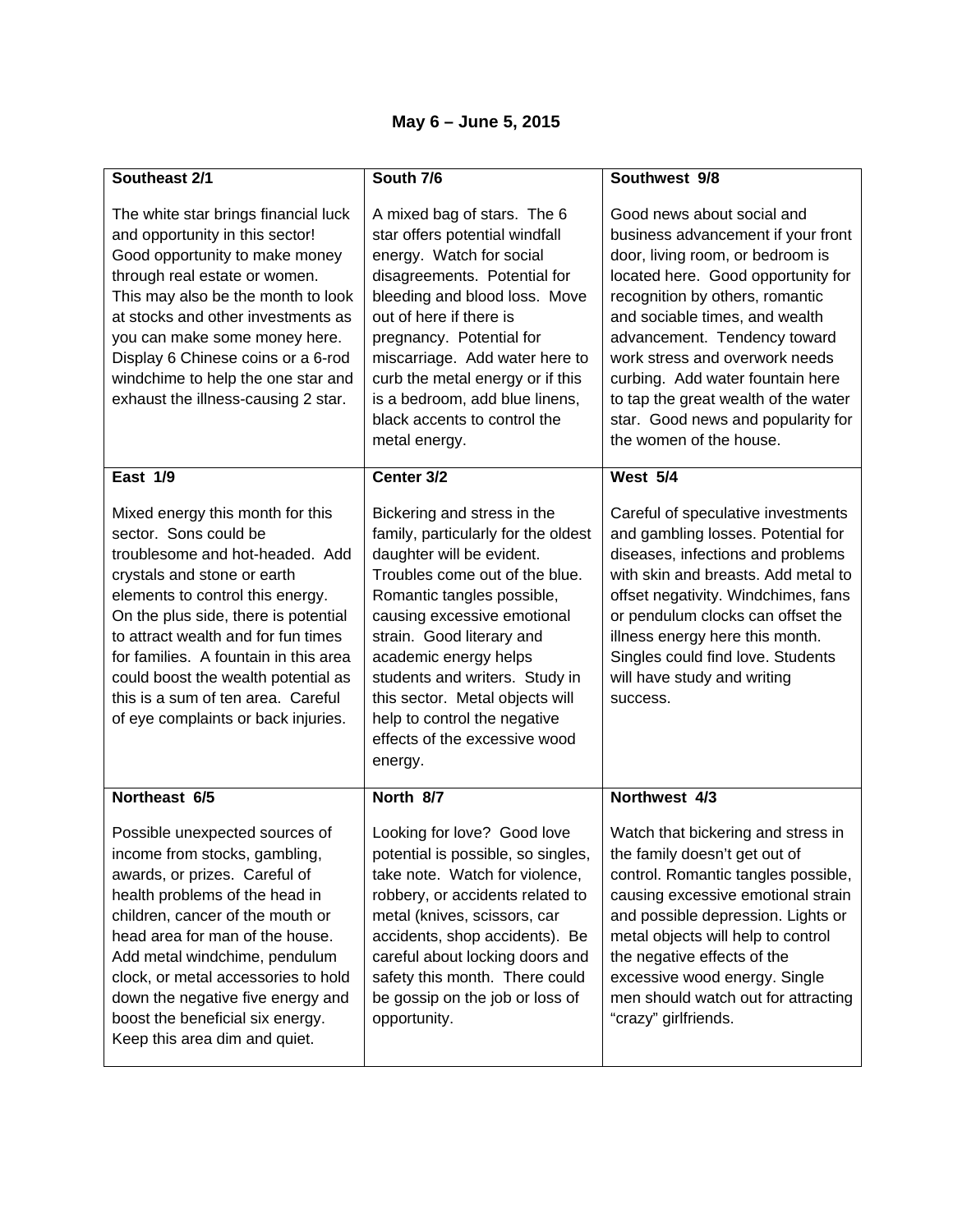**May 6 – June 5, 2015**

| **Southeast 2/1** | **South 7/6** | **Southwest 9/8** |
|---|---|---|
| The white star brings financial luck and opportunity in this sector! Good opportunity to make money through real estate or women. This may also be the month to look at stocks and other investments as you can make some money here. Display 6 Chinese coins or a 6-rod windchime to help the one star and exhaust the illness-causing 2 star. | A mixed bag of stars. The 6 star offers potential windfall energy. Watch for social disagreements. Potential for bleeding and blood loss. Move out of here if there is pregnancy. Potential for miscarriage. Add water here to curb the metal energy or if this is a bedroom, add blue linens, black accents to control the metal energy. | Good news about social and business advancement if your front door, living room, or bedroom is located here. Good opportunity for recognition by others, romantic and sociable times, and wealth advancement. Tendency toward work stress and overwork needs curbing. Add water fountain here to tap the great wealth of the water star. Good news and popularity for the women of the house. |
| **East 1/9** | **Center 3/2** | **West 5/4** |
| Mixed energy this month for this sector. Sons could be troublesome and hot-headed. Add crystals and stone or earth elements to control this energy. On the plus side, there is potential to attract wealth and for fun times for families. A fountain in this area could boost the wealth potential as this is a sum of ten area. Careful of eye complaints or back injuries. | Bickering and stress in the family, particularly for the oldest daughter will be evident. Troubles come out of the blue. Romantic tangles possible, causing excessive emotional strain. Good literary and academic energy helps students and writers. Study in this sector. Metal objects will help to control the negative effects of the excessive wood energy. | Careful of speculative investments and gambling losses. Potential for diseases, infections and problems with skin and breasts. Add metal to offset negativity. Windchimes, fans or pendulum clocks can offset the illness energy here this month. Singles could find love. Students will have study and writing success. |
| **Northeast 6/5** | **North 8/7** | **Northwest 4/3** |
| Possible unexpected sources of income from stocks, gambling, awards, or prizes. Careful of health problems of the head in children, cancer of the mouth or head area for man of the house. Add metal windchime, pendulum clock, or metal accessories to hold down the negative five energy and boost the beneficial six energy. Keep this area dim and quiet. | Looking for love? Good love potential is possible, so singles, take note. Watch for violence, robbery, or accidents related to metal (knives, scissors, car accidents, shop accidents). Be careful about locking doors and safety this month. There could be gossip on the job or loss of opportunity. | Watch that bickering and stress in the family doesn't get out of control. Romantic tangles possible, causing excessive emotional strain and possible depression. Lights or metal objects will help to control the negative effects of the excessive wood energy. Single men should watch out for attracting "crazy" girlfriends. |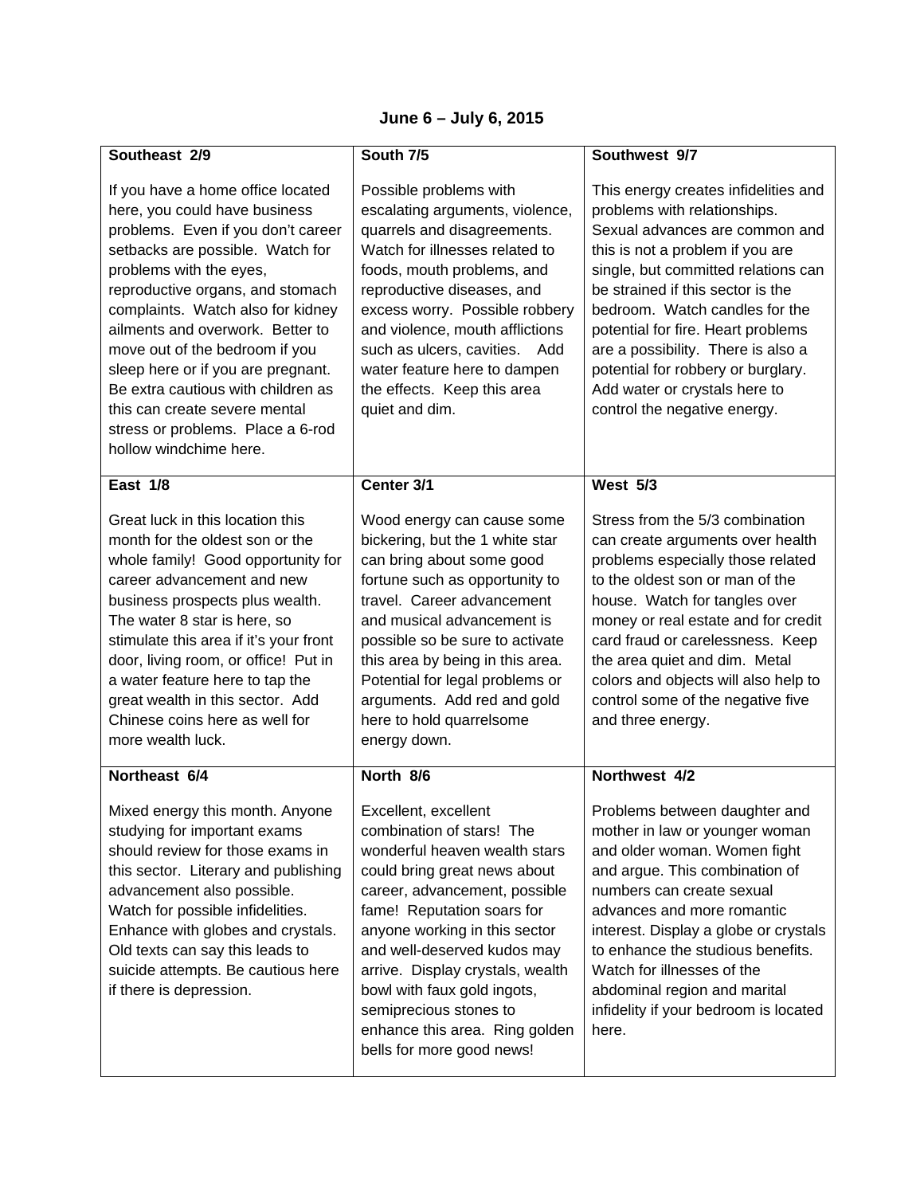**June 6 – July 6, 2015**

| Southeast 2/9 | South 7/5 | Southwest 9/7 |
|---|---|---|
| If you have a home office located here, you could have business problems. Even if you don't career setbacks are possible. Watch for problems with the eyes, reproductive organs, and stomach complaints. Watch also for kidney ailments and overwork. Better to move out of the bedroom if you sleep here or if you are pregnant. Be extra cautious with children as this can create severe mental stress or problems. Place a 6-rod hollow windchime here. | Possible problems with escalating arguments, violence, quarrels and disagreements. Watch for illnesses related to foods, mouth problems, and reproductive diseases, and excess worry. Possible robbery and violence, mouth afflictions such as ulcers, cavities. Add water feature here to dampen the effects. Keep this area quiet and dim. | This energy creates infidelities and problems with relationships. Sexual advances are common and this is not a problem if you are single, but committed relations can be strained if this sector is the bedroom. Watch candles for the potential for fire. Heart problems are a possibility. There is also a potential for robbery or burglary. Add water or crystals here to control the negative energy. |
| **East 1/8** | **Center 3/1** | **West 5/3** |
| Great luck in this location this month for the oldest son or the whole family! Good opportunity for career advancement and new business prospects plus wealth. The water 8 star is here, so stimulate this area if it's your front door, living room, or office! Put in a water feature here to tap the great wealth in this sector. Add Chinese coins here as well for more wealth luck. | Wood energy can cause some bickering, but the 1 white star can bring about some good fortune such as opportunity to travel. Career advancement and musical advancement is possible so be sure to activate this area by being in this area. Potential for legal problems or arguments. Add red and gold here to hold quarrelsome energy down. | Stress from the 5/3 combination can create arguments over health problems especially those related to the oldest son or man of the house. Watch for tangles over money or real estate and for credit card fraud or carelessness. Keep the area quiet and dim. Metal colors and objects will also help to control some of the negative five and three energy. |
| **Northeast 6/4** | **North 8/6** | **Northwest 4/2** |
| Mixed energy this month. Anyone studying for important exams should review for those exams in this sector. Literary and publishing advancement also possible. Watch for possible infidelities. Enhance with globes and crystals. Old texts can say this leads to suicide attempts. Be cautious here if there is depression. | Excellent, excellent combination of stars! The wonderful heaven wealth stars could bring great news about career, advancement, possible fame! Reputation soars for anyone working in this sector and well-deserved kudos may arrive. Display crystals, wealth bowl with faux gold ingots, semiprecious stones to enhance this area. Ring golden bells for more good news! | Problems between daughter and mother in law or younger woman and older woman. Women fight and argue. This combination of numbers can create sexual advances and more romantic interest. Display a globe or crystals to enhance the studious benefits. Watch for illnesses of the abdominal region and marital infidelity if your bedroom is located here. |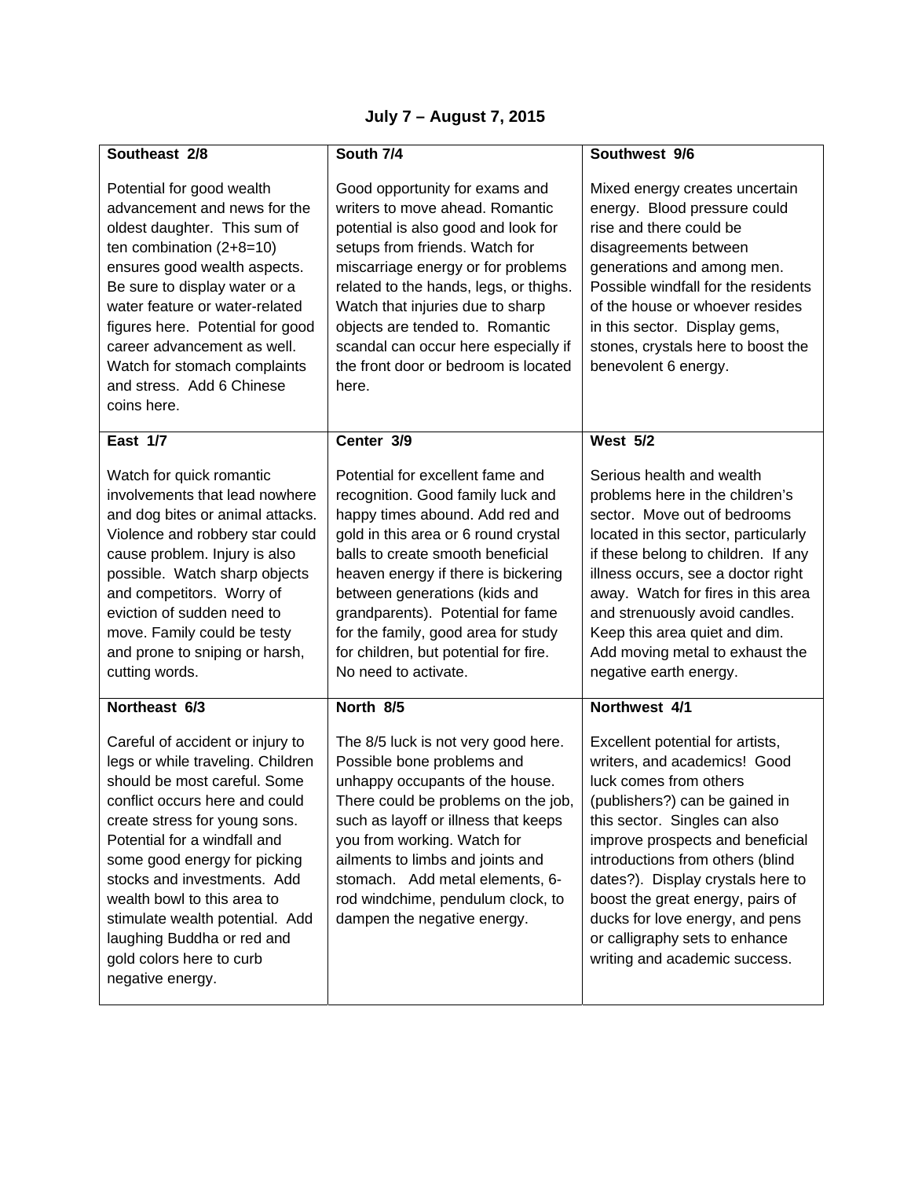## July 7 – August 7, 2015

| **Southeast 2/8** | **South 7/4** | **Southwest 9/6** |
|---|---|---|
| Potential for good wealth advancement and news for the oldest daughter. This sum of ten combination (2+8=10) ensures good wealth aspects. Be sure to display water or a water feature or water-related figures here. Potential for good career advancement as well. Watch for stomach complaints and stress. Add 6 Chinese coins here. | Good opportunity for exams and writers to move ahead. Romantic potential is also good and look for setups from friends. Watch for miscarriage energy or for problems related to the hands, legs, or thighs. Watch that injuries due to sharp objects are tended to. Romantic scandal can occur here especially if the front door or bedroom is located here. | Mixed energy creates uncertain energy. Blood pressure could rise and there could be disagreements between generations and among men. Possible windfall for the residents of the house or whoever resides in this sector. Display gems, stones, crystals here to boost the benevolent 6 energy. |
| **East 1/7** | **Center 3/9** | **West 5/2** |
| Watch for quick romantic involvements that lead nowhere and dog bites or animal attacks. Violence and robbery star could cause problem. Injury is also possible. Watch sharp objects and competitors. Worry of eviction of sudden need to move. Family could be testy and prone to sniping or harsh, cutting words. | Potential for excellent fame and recognition. Good family luck and happy times abound. Add red and gold in this area or 6 round crystal balls to create smooth beneficial heaven energy if there is bickering between generations (kids and grandparents). Potential for fame for the family, good area for study for children, but potential for fire. No need to activate. | Serious health and wealth problems here in the children's sector. Move out of bedrooms located in this sector, particularly if these belong to children. If any illness occurs, see a doctor right away. Watch for fires in this area and strenuously avoid candles. Keep this area quiet and dim. Add moving metal to exhaust the negative earth energy. |
| **Northeast 6/3** | **North 8/5** | **Northwest 4/1** |
| Careful of accident or injury to legs or while traveling. Children should be most careful. Some conflict occurs here and could create stress for young sons. Potential for a windfall and some good energy for picking stocks and investments. Add wealth bowl to this area to stimulate wealth potential. Add laughing Buddha or red and gold colors here to curb negative energy. | The 8/5 luck is not very good here. Possible bone problems and unhappy occupants of the house. There could be problems on the job, such as layoff or illness that keeps you from working. Watch for ailments to limbs and joints and stomach. Add metal elements, 6-rod windchime, pendulum clock, to dampen the negative energy. | Excellent potential for artists, writers, and academics! Good luck comes from others (publishers?) can be gained in this sector. Singles can also improve prospects and beneficial introductions from others (blind dates?). Display crystals here to boost the great energy, pairs of ducks for love energy, and pens or calligraphy sets to enhance writing and academic success. |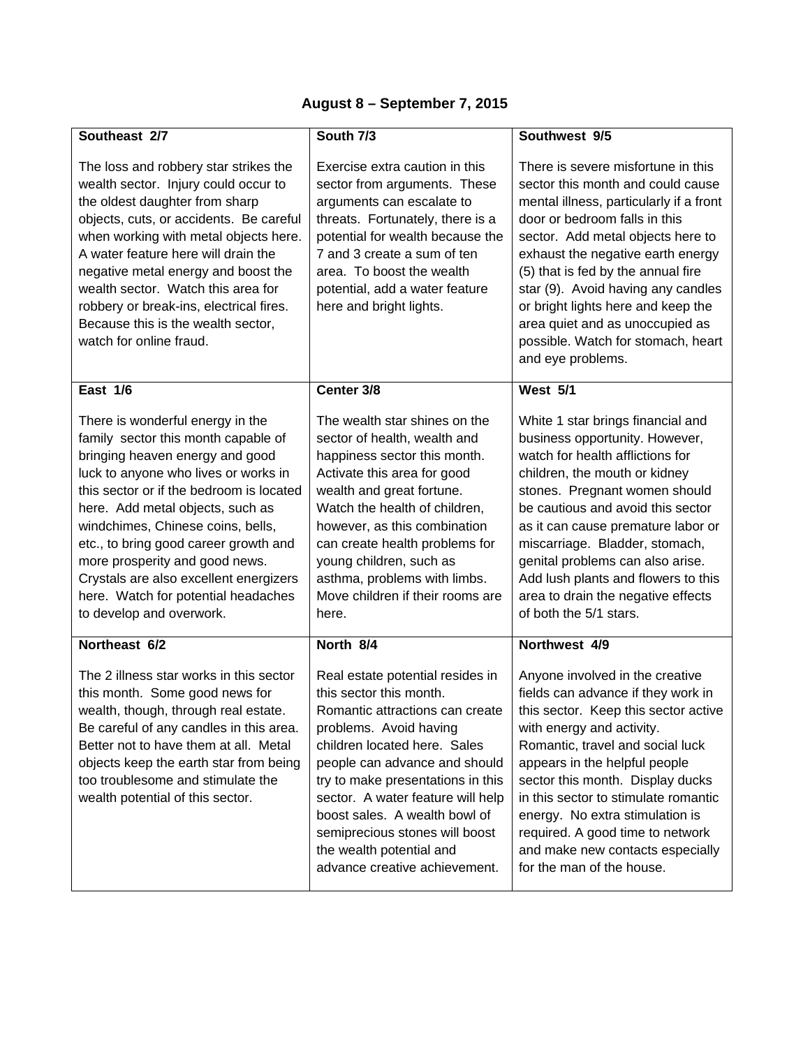## August 8 – September 7, 2015

| **Southeast 2/7** | **South 7/3** | **Southwest 9/5** |
|---|---|---|
| The loss and robbery star strikes the wealth sector. Injury could occur to the oldest daughter from sharp objects, cuts, or accidents. Be careful when working with metal objects here. A water feature here will drain the negative metal energy and boost the wealth sector. Watch this area for robbery or break-ins, electrical fires. Because this is the wealth sector, watch for online fraud. | Exercise extra caution in this sector from arguments. These arguments can escalate to threats. Fortunately, there is a potential for wealth because the 7 and 3 create a sum of ten area. To boost the wealth potential, add a water feature here and bright lights. | There is severe misfortune in this sector this month and could cause mental illness, particularly if a front door or bedroom falls in this sector. Add metal objects here to exhaust the negative earth energy (5) that is fed by the annual fire star (9). Avoid having any candles or bright lights here and keep the area quiet and as unoccupied as possible. Watch for stomach, heart and eye problems. |
| **East 1/6** | **Center 3/8** | **West 5/1** |
| There is wonderful energy in the family sector this month capable of bringing heaven energy and good luck to anyone who lives or works in this sector or if the bedroom is located here. Add metal objects, such as windchimes, Chinese coins, bells, etc., to bring good career growth and more prosperity and good news. Crystals are also excellent energizers here. Watch for potential headaches to develop and overwork. | The wealth star shines on the sector of health, wealth and happiness sector this month. Activate this area for good wealth and great fortune. Watch the health of children, however, as this combination can create health problems for young children, such as asthma, problems with limbs. Move children if their rooms are here. | White 1 star brings financial and business opportunity. However, watch for health afflictions for children, the mouth or kidney stones. Pregnant women should be cautious and avoid this sector as it can cause premature labor or miscarriage. Bladder, stomach, genital problems can also arise. Add lush plants and flowers to this area to drain the negative effects of both the 5/1 stars. |
| **Northeast 6/2** | **North 8/4** | **Northwest 4/9** |
| The 2 illness star works in this sector this month. Some good news for wealth, though, through real estate. Be careful of any candles in this area. Better not to have them at all. Metal objects keep the earth star from being too troublesome and stimulate the wealth potential of this sector. | Real estate potential resides in this sector this month. Romantic attractions can create problems. Avoid having children located here. Sales people can advance and should try to make presentations in this sector. A water feature will help boost sales. A wealth bowl of semiprecious stones will boost the wealth potential and advance creative achievement. | Anyone involved in the creative fields can advance if they work in this sector. Keep this sector active with energy and activity. Romantic, travel and social luck appears in the helpful people sector this month. Display ducks in this sector to stimulate romantic energy. No extra stimulation is required. A good time to network and make new contacts especially for the man of the house. |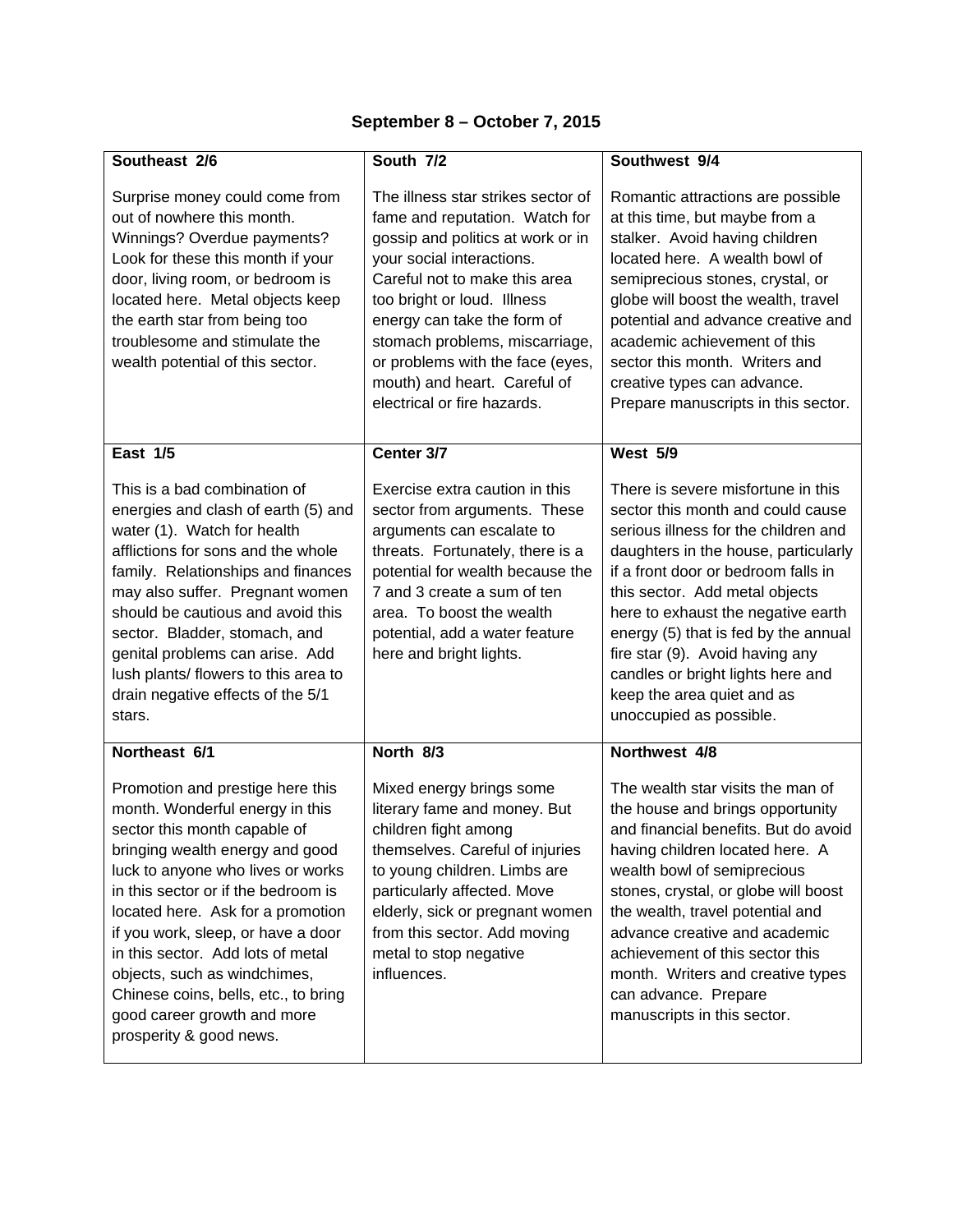## September 8 – October 7, 2015

| **Southeast 2/6**<br><br>Surprise money could come from out of nowhere this month. Winnings? Overdue payments? Look for these this month if your door, living room, or bedroom is located here. Metal objects keep the earth star from being too troublesome and stimulate the wealth potential of this sector. | **South 7/2**<br><br>The illness star strikes sector of fame and reputation. Watch for gossip and politics at work or in your social interactions. Careful not to make this area too bright or loud. Illness energy can take the form of stomach problems, miscarriage, or problems with the face (eyes, mouth) and heart. Careful of electrical or fire hazards. | **Southwest 9/4**<br><br>Romantic attractions are possible at this time, but maybe from a stalker. Avoid having children located here. A wealth bowl of semiprecious stones, crystal, or globe will boost the wealth, travel potential and advance creative and academic achievement of this sector this month. Writers and creative types can advance. Prepare manuscripts in this sector. |
|---|---|---|
| **East 1/5**<br><br>This is a bad combination of energies and clash of earth (5) and water (1). Watch for health afflictions for sons and the whole family. Relationships and finances may also suffer. Pregnant women should be cautious and avoid this sector. Bladder, stomach, and genital problems can arise. Add lush plants/ flowers to this area to drain negative effects of the 5/1 stars. | **Center 3/7**<br><br>Exercise extra caution in this sector from arguments. These arguments can escalate to threats. Fortunately, there is a potential for wealth because the 7 and 3 create a sum of ten area. To boost the wealth potential, add a water feature here and bright lights. | **West 5/9**<br><br>There is severe misfortune in this sector this month and could cause serious illness for the children and daughters in the house, particularly if a front door or bedroom falls in this sector. Add metal objects here to exhaust the negative earth energy (5) that is fed by the annual fire star (9). Avoid having any candles or bright lights here and keep the area quiet and as unoccupied as possible. |
| **Northeast 6/1**<br><br>Promotion and prestige here this month. Wonderful energy in this sector this month capable of bringing wealth energy and good luck to anyone who lives or works in this sector or if the bedroom is located here. Ask for a promotion if you work, sleep, or have a door in this sector. Add lots of metal objects, such as windchimes, Chinese coins, bells, etc., to bring good career growth and more prosperity & good news. | **North 8/3**<br><br>Mixed energy brings some literary fame and money. But children fight among themselves. Careful of injuries to young children. Limbs are particularly affected. Move elderly, sick or pregnant women from this sector. Add moving metal to stop negative influences. | **Northwest 4/8**<br><br>The wealth star visits the man of the house and brings opportunity and financial benefits. But do avoid having children located here. A wealth bowl of semiprecious stones, crystal, or globe will boost the wealth, travel potential and advance creative and academic achievement of this sector this month. Writers and creative types can advance. Prepare manuscripts in this sector. |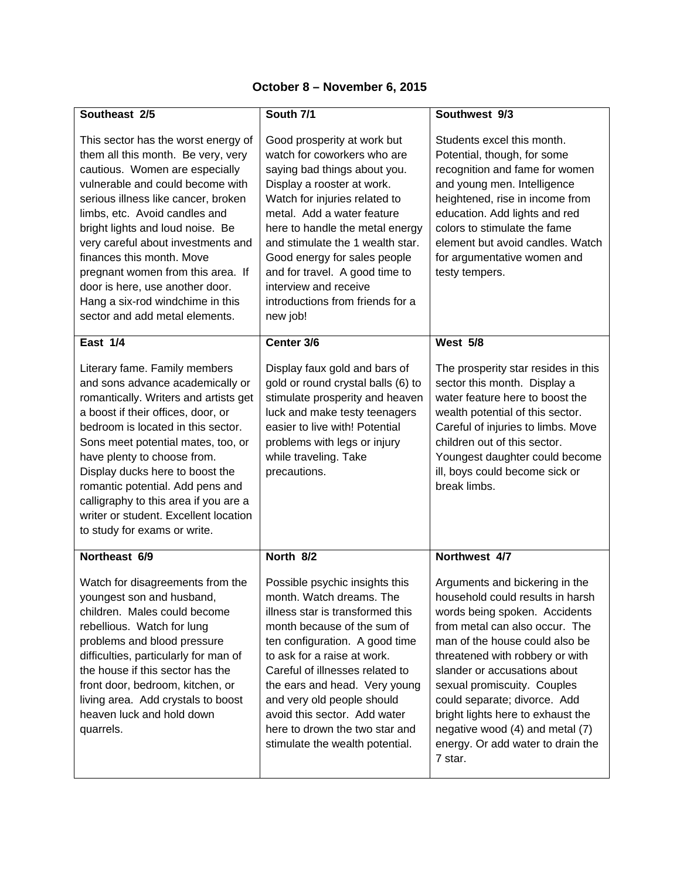**October 8 – November 6, 2015**

| **Southeast 2/5** | **South 7/1** | **Southwest 9/3** |
|---|---|---|
| This sector has the worst energy of them all this month. Be very, very cautious. Women are especially vulnerable and could become with serious illness like cancer, broken limbs, etc. Avoid candles and bright lights and loud noise. Be very careful about investments and finances this month. Move pregnant women from this area. If door is here, use another door. Hang a six-rod windchime in this sector and add metal elements. | Good prosperity at work but watch for coworkers who are saying bad things about you. Display a rooster at work. Watch for injuries related to metal. Add a water feature here to handle the metal energy and stimulate the 1 wealth star. Good energy for sales people and for travel. A good time to interview and receive introductions from friends for a new job! | Students excel this month. Potential, though, for some recognition and fame for women and young men. Intelligence heightened, rise in income from education. Add lights and red colors to stimulate the fame element but avoid candles. Watch for argumentative women and testy tempers. |
| **East 1/4** | **Center 3/6** | **West 5/8** |
| Literary fame. Family members and sons advance academically or romantically. Writers and artists get a boost if their offices, door, or bedroom is located in this sector. Sons meet potential mates, too, or have plenty to choose from. Display ducks here to boost the romantic potential. Add pens and calligraphy to this area if you are a writer or student. Excellent location to study for exams or write. | Display faux gold and bars of gold or round crystal balls (6) to stimulate prosperity and heaven luck and make testy teenagers easier to live with! Potential problems with legs or injury while traveling. Take precautions. | The prosperity star resides in this sector this month. Display a water feature here to boost the wealth potential of this sector. Careful of injuries to limbs. Move children out of this sector. Youngest daughter could become ill, boys could become sick or break limbs. |
| **Northeast 6/9** | **North 8/2** | **Northwest 4/7** |
| Watch for disagreements from the youngest son and husband, children. Males could become rebellious. Watch for lung problems and blood pressure difficulties, particularly for man of the house if this sector has the front door, bedroom, kitchen, or living area. Add crystals to boost heaven luck and hold down quarrels. | Possible psychic insights this month. Watch dreams. The illness star is transformed this month because of the sum of ten configuration. A good time to ask for a raise at work. Careful of illnesses related to the ears and head. Very young and very old people should avoid this sector. Add water here to drown the two star and stimulate the wealth potential. | Arguments and bickering in the household could results in harsh words being spoken. Accidents from metal can also occur. The man of the house could also be threatened with robbery or with slander or accusations about sexual promiscuity. Couples could separate; divorce. Add bright lights here to exhaust the negative wood (4) and metal (7) energy. Or add water to drain the 7 star. |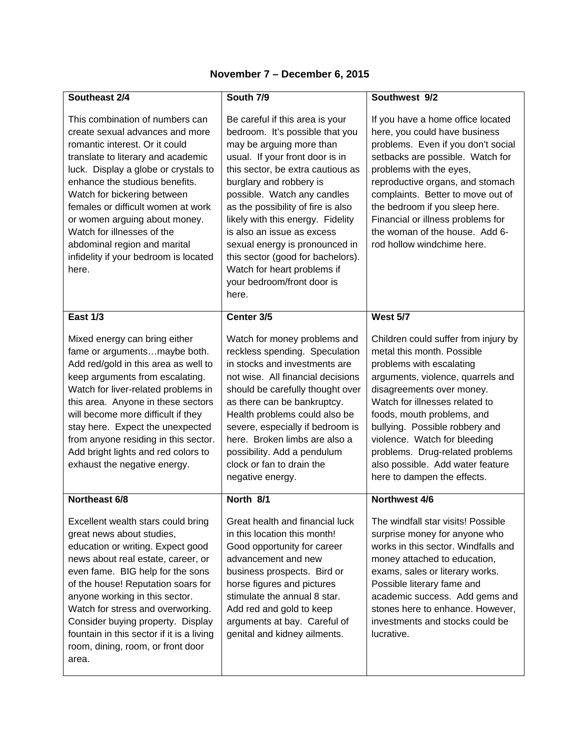## November 7 – December 6, 2015

| **Southeast 2/4** | **South 7/9** | **Southwest 9/2** |
|---|---|---|
| This combination of numbers can create sexual advances and more romantic interest. Or it could translate to literary and academic luck. Display a globe or crystals to enhance the studious benefits. Watch for bickering between females or difficult women at work or women arguing about money. Watch for illnesses of the abdominal region and marital infidelity if your bedroom is located here. | Be careful if this area is your bedroom. It's possible that you may be arguing more than usual. If your front door is in this sector, be extra cautious as burglary and robbery is possible. Watch any candles as the possibility of fire is also likely with this energy. Fidelity is also an issue as excess sexual energy is pronounced in this sector (good for bachelors). Watch for heart problems if your bedroom/front door is here. | If you have a home office located here, you could have business problems. Even if you don't social setbacks are possible. Watch for problems with the eyes, reproductive organs, and stomach complaints. Better to move out of the bedroom if you sleep here. Financial or illness problems for the woman of the house. Add 6-rod hollow windchime here. |
| **East 1/3** | **Center 3/5** | **West 5/7** |
| Mixed energy can bring either fame or arguments…maybe both. Add red/gold in this area as well to keep arguments from escalating. Watch for liver-related problems in this area. Anyone in these sectors will become more difficult if they stay here. Expect the unexpected from anyone residing in this sector. Add bright lights and red colors to exhaust the negative energy. | Watch for money problems and reckless spending. Speculation in stocks and investments are not wise. All financial decisions should be carefully thought over as there can be bankruptcy. Health problems could also be severe, especially if bedroom is here. Broken limbs are also a possibility. Add a pendulum clock or fan to drain the negative energy. | Children could suffer from injury by metal this month. Possible problems with escalating arguments, violence, quarrels and disagreements over money. Watch for illnesses related to foods, mouth problems, and bullying. Possible robbery and violence. Watch for bleeding problems. Drug-related problems also possible. Add water feature here to dampen the effects. |
| **Northeast 6/8** | **North 8/1** | **Northwest 4/6** |
| Excellent wealth stars could bring great news about studies, education or writing. Expect good news about real estate, career, or even fame. BIG help for the sons of the house! Reputation soars for anyone working in this sector. Watch for stress and overworking. Consider buying property. Display fountain in this sector if it is a living room, dining, room, or front door area. | Great health and financial luck in this location this month! Good opportunity for career advancement and new business prospects. Bird or horse figures and pictures stimulate the annual 8 star. Add red and gold to keep arguments at bay. Careful of genital and kidney ailments. | The windfall star visits! Possible surprise money for anyone who works in this sector. Windfalls and money attached to education, exams, sales or literary works. Possible literary fame and academic success. Add gems and stones here to enhance. However, investments and stocks could be lucrative. |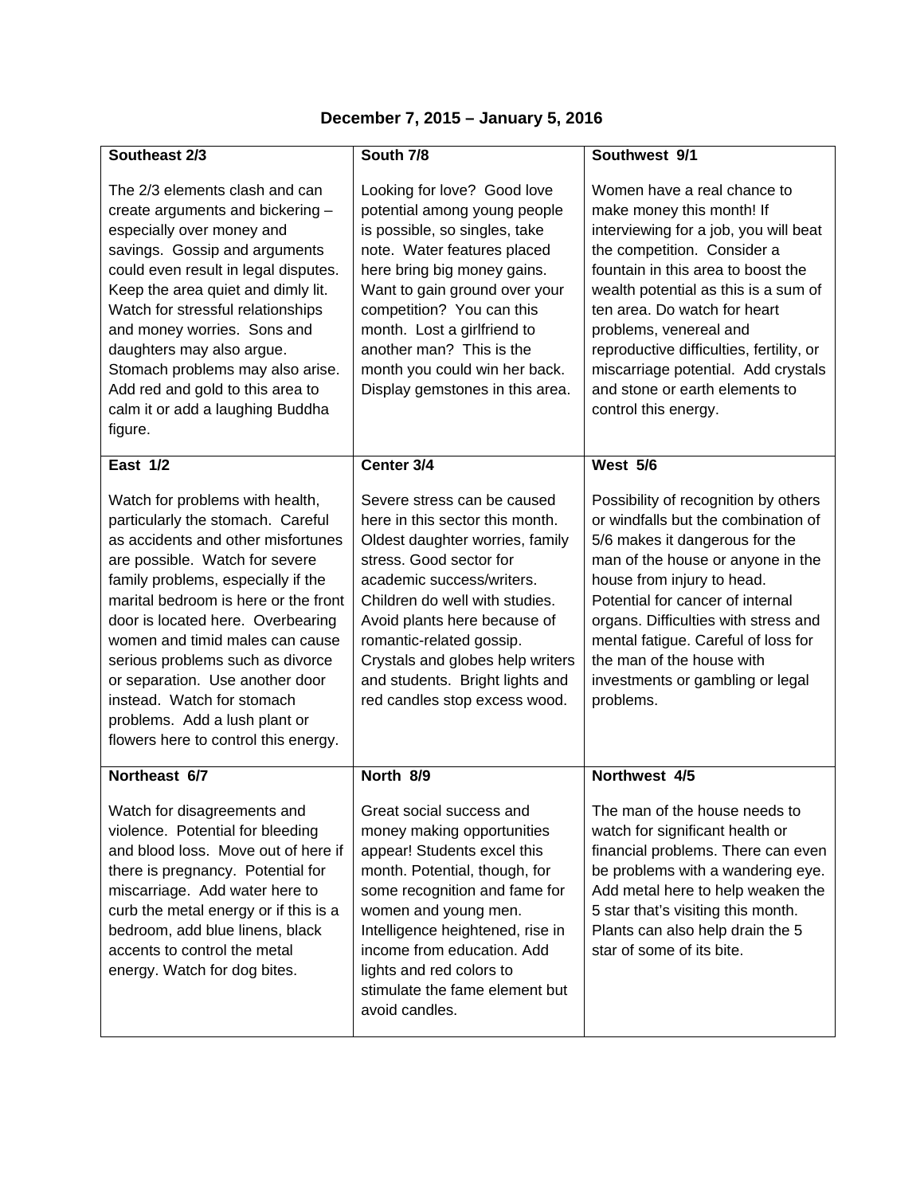# December 7, 2015 – January 5, 2016

| **Southeast 2/3** | **South 7/8** | **Southwest 9/1** |
|---|---|---|
| The 2/3 elements clash and can create arguments and bickering – especially over money and savings. Gossip and arguments could even result in legal disputes. Keep the area quiet and dimly lit. Watch for stressful relationships and money worries. Sons and daughters may also argue. Stomach problems may also arise. Add red and gold to this area to calm it or add a laughing Buddha figure. | Looking for love? Good love potential among young people is possible, so singles, take note. Water features placed here bring big money gains. Want to gain ground over your competition? You can this month. Lost a girlfriend to another man? This is the month you could win her back. Display gemstones in this area. | Women have a real chance to make money this month! If interviewing for a job, you will beat the competition. Consider a fountain in this area to boost the wealth potential as this is a sum of ten area. Do watch for heart problems, venereal and reproductive difficulties, fertility, or miscarriage potential. Add crystals and stone or earth elements to control this energy. |
| **East 1/2** | **Center 3/4** | **West 5/6** |
| Watch for problems with health, particularly the stomach. Careful as accidents and other misfortunes are possible. Watch for severe family problems, especially if the marital bedroom is here or the front door is located here. Overbearing women and timid males can cause serious problems such as divorce or separation. Use another door instead. Watch for stomach problems. Add a lush plant or flowers here to control this energy. | Severe stress can be caused here in this sector this month. Oldest daughter worries, family stress. Good sector for academic success/writers. Children do well with studies. Avoid plants here because of romantic-related gossip. Crystals and globes help writers and students. Bright lights and red candles stop excess wood. | Possibility of recognition by others or windfalls but the combination of 5/6 makes it dangerous for the man of the house or anyone in the house from injury to head. Potential for cancer of internal organs. Difficulties with stress and mental fatigue. Careful of loss for the man of the house with investments or gambling or legal problems. |
| **Northeast 6/7** | **North 8/9** | **Northwest 4/5** |
| Watch for disagreements and violence. Potential for bleeding and blood loss. Move out of here if there is pregnancy. Potential for miscarriage. Add water here to curb the metal energy or if this is a bedroom, add blue linens, black accents to control the metal energy. Watch for dog bites. | Great social success and money making opportunities appear! Students excel this month. Potential, though, for some recognition and fame for women and young men. Intelligence heightened, rise in income from education. Add lights and red colors to stimulate the fame element but avoid candles. | The man of the house needs to watch for significant health or financial problems. There can even be problems with a wandering eye. Add metal here to help weaken the 5 star that's visiting this month. Plants can also help drain the 5 star of some of its bite. |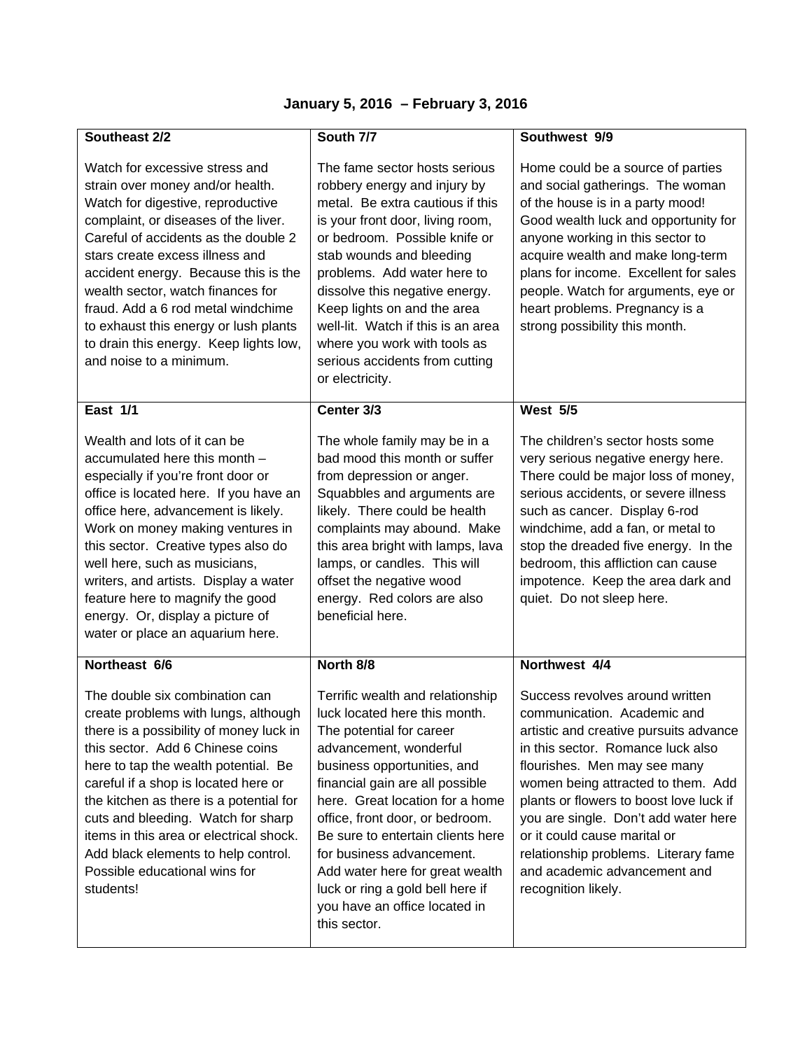## January 5, 2016 – February 3, 2016

| Southeast 2/2 | South 7/7 | Southwest 9/9 |
|---|---|---|
| Watch for excessive stress and strain over money and/or health. Watch for digestive, reproductive complaint, or diseases of the liver. Careful of accidents as the double 2 stars create excess illness and accident energy. Because this is the wealth sector, watch finances for fraud. Add a 6 rod metal windchime to exhaust this energy or lush plants to drain this energy. Keep lights low, and noise to a minimum. | The fame sector hosts serious robbery energy and injury by metal. Be extra cautious if this is your front door, living room, or bedroom. Possible knife or stab wounds and bleeding problems. Add water here to dissolve this negative energy. Keep lights on and the area well-lit. Watch if this is an area where you work with tools as serious accidents from cutting or electricity. | Home could be a source of parties and social gatherings. The woman of the house is in a party mood! Good wealth luck and opportunity for anyone working in this sector to acquire wealth and make long-term plans for income. Excellent for sales people. Watch for arguments, eye or heart problems. Pregnancy is a strong possibility this month. |
| **East 1/1** | **Center 3/3** | **West 5/5** |
| Wealth and lots of it can be accumulated here this month – especially if you're front door or office is located here. If you have an office here, advancement is likely. Work on money making ventures in this sector. Creative types also do well here, such as musicians, writers, and artists. Display a water feature here to magnify the good energy. Or, display a picture of water or place an aquarium here. | The whole family may be in a bad mood this month or suffer from depression or anger. Squabbles and arguments are likely. There could be health complaints may abound. Make this area bright with lamps, lava lamps, or candles. This will offset the negative wood energy. Red colors are also beneficial here. | The children's sector hosts some very serious negative energy here. There could be major loss of money, serious accidents, or severe illness such as cancer. Display 6-rod windchime, add a fan, or metal to stop the dreaded five energy. In the bedroom, this affliction can cause impotence. Keep the area dark and quiet. Do not sleep here. |
| **Northeast 6/6** | **North 8/8** | **Northwest 4/4** |
| The double six combination can create problems with lungs, although there is a possibility of money luck in this sector. Add 6 Chinese coins here to tap the wealth potential. Be careful if a shop is located here or the kitchen as there is a potential for cuts and bleeding. Watch for sharp items in this area or electrical shock. Add black elements to help control. Possible educational wins for students! | Terrific wealth and relationship luck located here this month. The potential for career advancement, wonderful business opportunities, and financial gain are all possible here. Great location for a home office, front door, or bedroom. Be sure to entertain clients here for business advancement. Add water here for great wealth luck or ring a gold bell here if you have an office located in this sector. | Success revolves around written communication. Academic and artistic and creative pursuits advance in this sector. Romance luck also flourishes. Men may see many women being attracted to them. Add plants or flowers to boost love luck if you are single. Don't add water here or it could cause marital or relationship problems. Literary fame and academic advancement and recognition likely. |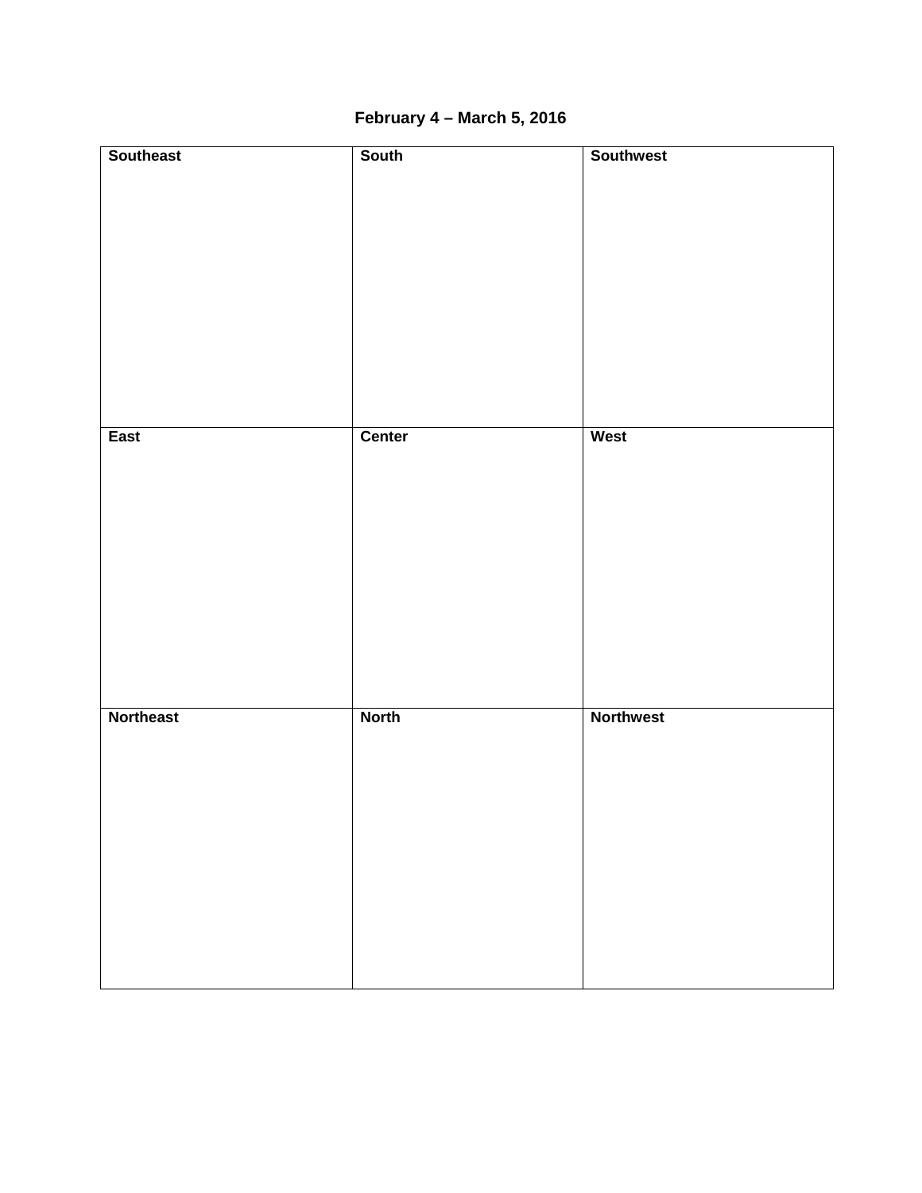**February 4 – March 5, 2016**

| | | |
|---|---|---|
| **Southeast** | **South** | **Southwest** |
| **East** | **Center** | **West** |
| **Northeast** | **North** | **Northwest** |